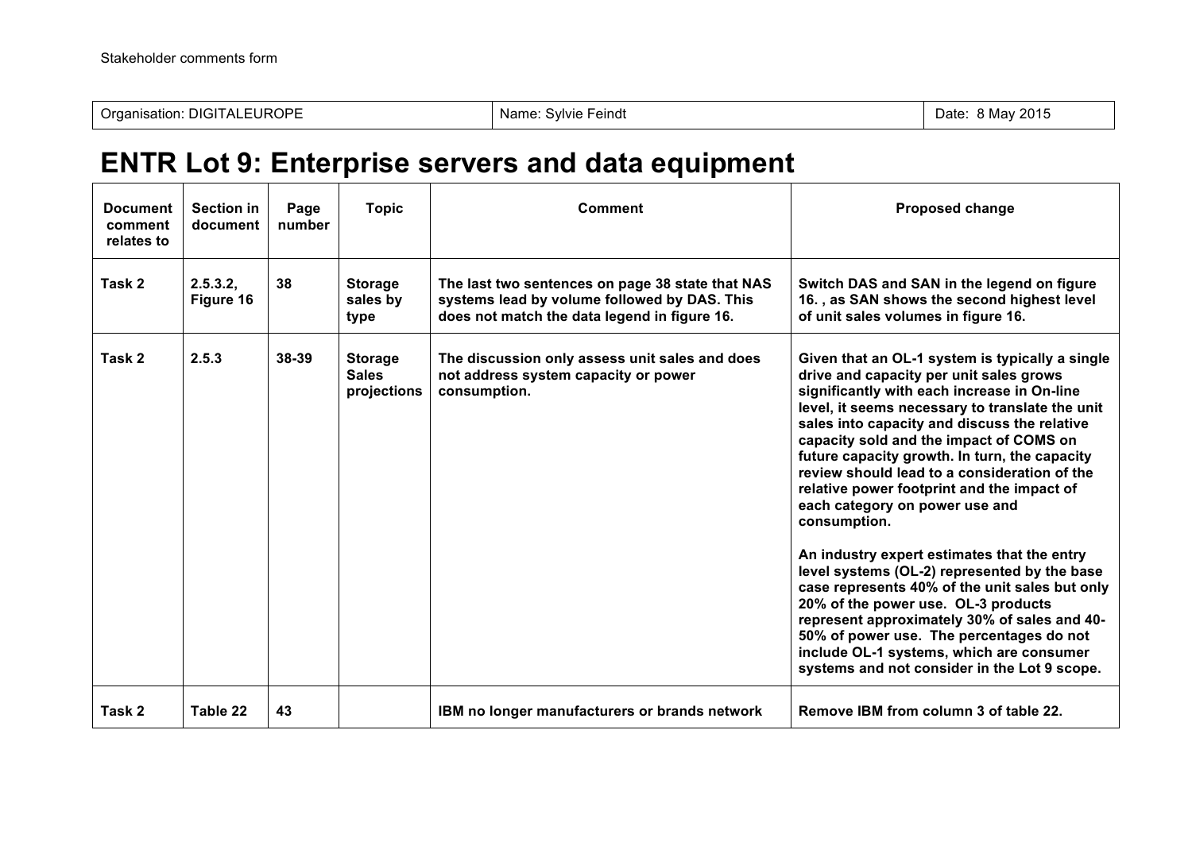Stakeholder comments form

| Organisation: DIGITALEUROPE | Name: Sylvie Feindt | Date: 8 May 2015 |
|---|---|---|

# ENTR Lot 9: Enterprise servers and data equipment

| Document comment relates to | Section in document | Page number | Topic | Comment | Proposed change |
|---|---|---|---|---|---|
| **Task 2** | **2.5.3.2, Figure 16** | **38** | **Storage sales by type** | **The last two sentences on page 38 state that NAS systems lead by volume followed by DAS. This does not match the data legend in figure 16.** | **Switch DAS and SAN in the legend on figure 16. , as SAN shows the second highest level of unit sales volumes in figure 16.** |
| **Task 2** | **2.5.3** | **38-39** | **Storage Sales projections** | **The discussion only assess unit sales and does not address system capacity or power consumption.** | **Given that an OL-1 system is typically a single drive and capacity per unit sales grows significantly with each increase in On-line level, it seems necessary to translate the unit sales into capacity and discuss the relative capacity sold and the impact of COMS on future capacity growth. In turn, the capacity review should lead to a consideration of the relative power footprint and the impact of each category on power use and consumption.**<br><br>**An industry expert estimates that the entry level systems (OL-2) represented by the base case represents 40% of the unit sales but only 20% of the power use. OL-3 products represent approximately 30% of sales and 40-50% of power use. The percentages do not include OL-1 systems, which are consumer systems and not consider in the Lot 9 scope.** |
| **Task 2** | **Table 22** | **43** | | **IBM no longer manufacturers or brands network** | **Remove IBM from column 3 of table 22.** |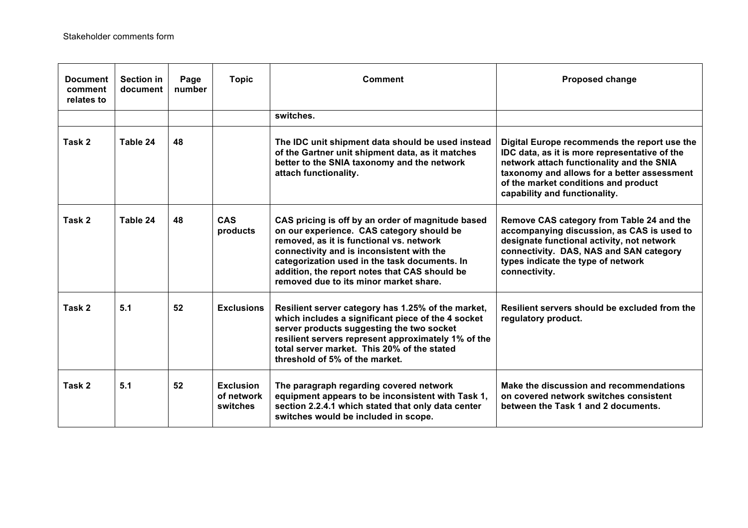| Document comment relates to | Section in document | Page number | Topic | Comment | Proposed change |
|---|---|---|---|---|---|
| | | | | **switches.** | |
| **Task 2** | **Table 24** | **48** | | **The IDC unit shipment data should be used instead of the Gartner unit shipment data, as it matches better to the SNIA taxonomy and the network attach functionality.** | **Digital Europe recommends the report use the IDC data, as it is more representative of the network attach functionality and the SNIA taxonomy and allows for a better assessment of the market conditions and product capability and functionality.** |
| **Task 2** | **Table 24** | **48** | **CAS products** | **CAS pricing is off by an order of magnitude based on our experience. CAS category should be removed, as it is functional vs. network connectivity and is inconsistent with the categorization used in the task documents. In addition, the report notes that CAS should be removed due to its minor market share.** | **Remove CAS category from Table 24 and the accompanying discussion, as CAS is used to designate functional activity, not network connectivity. DAS, NAS and SAN category types indicate the type of network connectivity.** |
| **Task 2** | **5.1** | **52** | **Exclusions** | **Resilient server category has 1.25% of the market, which includes a significant piece of the 4 socket server products suggesting the two socket resilient servers represent approximately 1% of the total server market. This 20% of the stated threshold of 5% of the market.** | **Resilient servers should be excluded from the regulatory product.** |
| **Task 2** | **5.1** | **52** | **Exclusion of network switches** | **The paragraph regarding covered network equipment appears to be inconsistent with Task 1, section 2.2.4.1 which stated that only data center switches would be included in scope.** | **Make the discussion and recommendations on covered network switches consistent between the Task 1 and 2 documents.** |